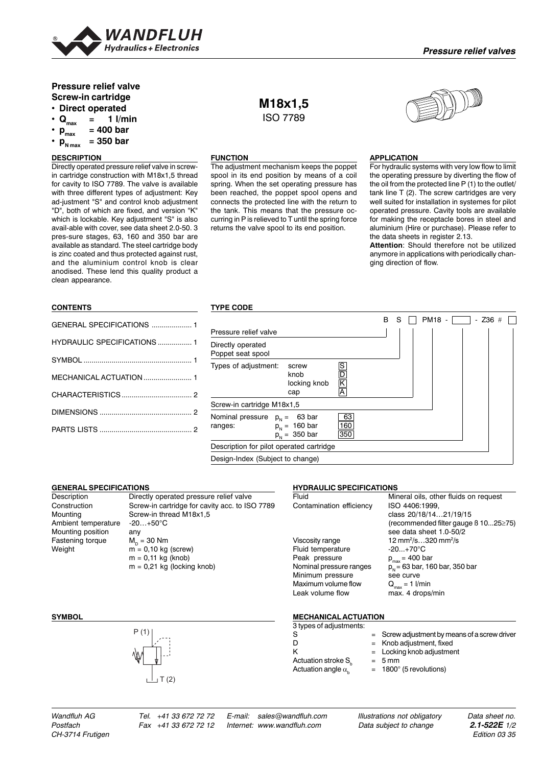# Pressure relief valve Screw-in cartridge

- **Direct operated**
- **$Q_{max}$ = 1 l/min**
- **$p_{max}$ = 400 bar**
- **$p_{N\,max}$ = 350 bar**

**M18x1,5**
ISO 7789

## DESCRIPTION

Directly operated pressure relief valve in screw-in cartridge construction with M18x1,5 thread for cavity to ISO 7789. The valve is available with three different types of adjustment: Key ad-justment "S" and control knob adjustment "D", both of which are fixed, and version "K" which is lockable. Key adjustment "S" is also avail-able with cover, see data sheet 2.0-50. 3 pres-sure stages, 63, 160 and 350 bar are available as standard. The steel cartridge body is zinc coated and thus protected against rust, and the aluminium control knob is clear anodised. These lend this quality product a clean appearance.

## FUNCTION

The adjustment mechanism keeps the poppet spool in its end position by means of a coil spring. When the set operating pressure has been reached, the poppet spool opens and connects the protected line with the return to the tank. This means that the pressure occurring in P is relieved to T until the spring force returns the valve spool to its end position.

## APPLICATION

For hydraulic systems with very low flow to limit the operating pressure by diverting the flow of the oil from the protected line P (1) to the outlet/ tank line T (2). The screw cartridges are very well suited for installation in systemes for pilot operated pressure. Cavity tools are available for making the receptacle bores in steel and aluminium (Hire or purchase). Please refer to the data sheets in register 2.13.

**Attention**: Should therefore not be utilized anymore in applications with periodically changing direction of flow.

## CONTENTS

| | |
|---|---|
| GENERAL SPECIFICATIONS | 1 |
| HYDRAULIC SPECIFICATIONS | 1 |
| SYMBOL | 1 |
| MECHANICAL ACTUATION | 1 |
| CHARACTERISTICS | 2 |
| DIMENSIONS | 2 |
| PARTS LISTS | 2 |

## TYPE CODE

B S ☐ PM18 - ☐ - Z36 # ☐

| | | |
|---|---|---|
| Pressure relief valve | | B |
| Directly operated Poppet seat spool | | S |
| Types of adjustment: | screw | S |
| | knob | D |
| | locking knob | K |
| | cap | A |
| Screw-in cartridge M18x1,5 | | PM18 |
| Nominal pressure ranges: | $p_N$ = 63 bar | 63 |
| | $p_N$ = 160 bar | 160 |
| | $p_N$ = 350 bar | 350 |
| Description for pilot operated cartridge | | Z36 |
| Design-Index (Subject to change) | | # |

## GENERAL SPECIFICATIONS

| | |
|---|---|
| Description | Directly operated pressure relief valve |
| Construction | Screw-in cartridge for cavity acc. to ISO 7789 |
| Mounting | Screw-in thread M18x1,5 |
| Ambient temperature | -20…+50°C |
| Mounting position | any |
| Fastening torque | $M_D$ = 30 Nm |
| Weight | m = 0,10 kg (screw)<br>m = 0,11 kg (knob)<br>m = 0,21 kg (locking knob) |

## HYDRAULIC SPECIFICATIONS

| | |
|---|---|
| Fluid | Mineral oils, other fluids on request |
| Contamination efficiency | ISO 4406:1999, class 20/18/14…21/19/15 (recommended filter gauge ß 10...25≥75) see data sheet 1.0-50/2 |
| Viscosity range | 12 mm²/s…320 mm²/s |
| Fluid temperature | -20...+70°C |
| Peak pressure | $p_{max}$ = 400 bar |
| Nominal pressure ranges | $p_N$ = 63 bar, 160 bar, 350 bar |
| Minimum pressure | see curve |
| Maximum volume flow | $Q_{max}$ = 1 l/min |
| Leak volume flow | max. 4 drops/min |

## SYMBOL

P (1)

T (2)

## MECHANICAL ACTUATION

3 types of adjustments:

| | |
|---|---|
| S | = Screw adjustment by means of a screw driver |
| D | = Knob adjustment, fixed |
| K | = Locking knob adjustment |
| Actuation stroke $S_b$ | = 5 mm |
| Actuation angle $\alpha_b$ | = 1800° (5 revolutions) |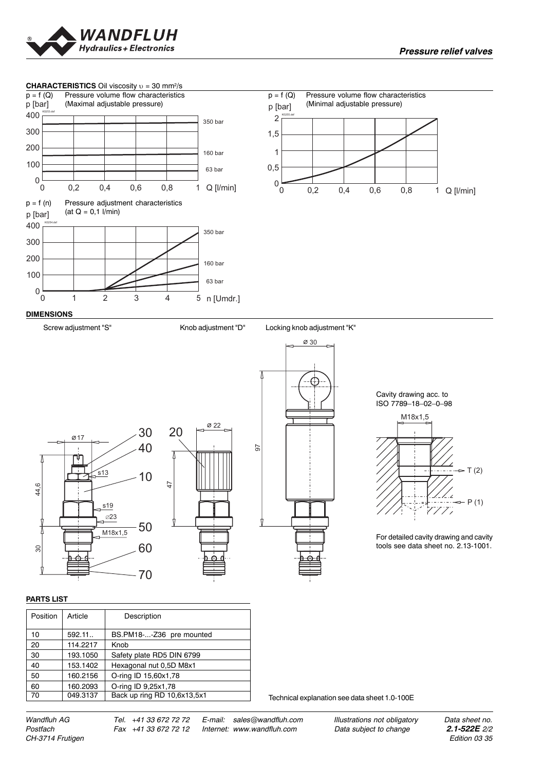## CHARACTERISTICS Oil viscosity υ = 30 mm²/s

p = f (Q) Pressure volume flow characteristics (Maximal adjustable pressure)

p [bar]

400
300
200
100
0

0 0,2 0,4 0,6 0,8 1 Q [l/min]

350 bar
160 bar
63 bar

p = f (Q) Pressure volume flow characteristics (Minimal adjustable pressure)

p [bar]

2
1,5
1
0,5
0

0 0,2 0,4 0,6 0,8 1 Q [l/min]

p = f (n) Pressure adjustment characteristics (at Q = 0,1 l/min)

p [bar]

400
300
200
100
0

0 1 2 3 4 5 n [Umdr.]

350 bar
160 bar
63 bar

## DIMENSIONS

Screw adjustment "S"

Knob adjustment "D"

Locking knob adjustment "K"

Ø 17, s13, 44,6, s19, ∅23, M18x1,5, 30

Ø 22, 47

Ø 30, 97

30, 40, 10, 50, 60, 70, 20

Cavity drawing acc. to ISO 7789–18–02–0–98

M18x1,5

T (2)

P (1)

For detailed cavity drawing and cavity tools see data sheet no. 2.13-1001.

## PARTS LIST

| Position | Article | Description |
|---|---|---|
| 10 | 592.11.. | BS.PM18-...-Z36 pre mounted |
| 20 | 114.2217 | Knob |
| 30 | 193.1050 | Safety plate RD5 DIN 6799 |
| 40 | 153.1402 | Hexagonal nut 0,5D M8x1 |
| 50 | 160.2156 | O-ring ID 15,60x1,78 |
| 60 | 160.2093 | O-ring ID 9,25x1,78 |
| 70 | 049.3137 | Back up ring RD 10,6x13,5x1 |

Technical explanation see data sheet 1.0-100E